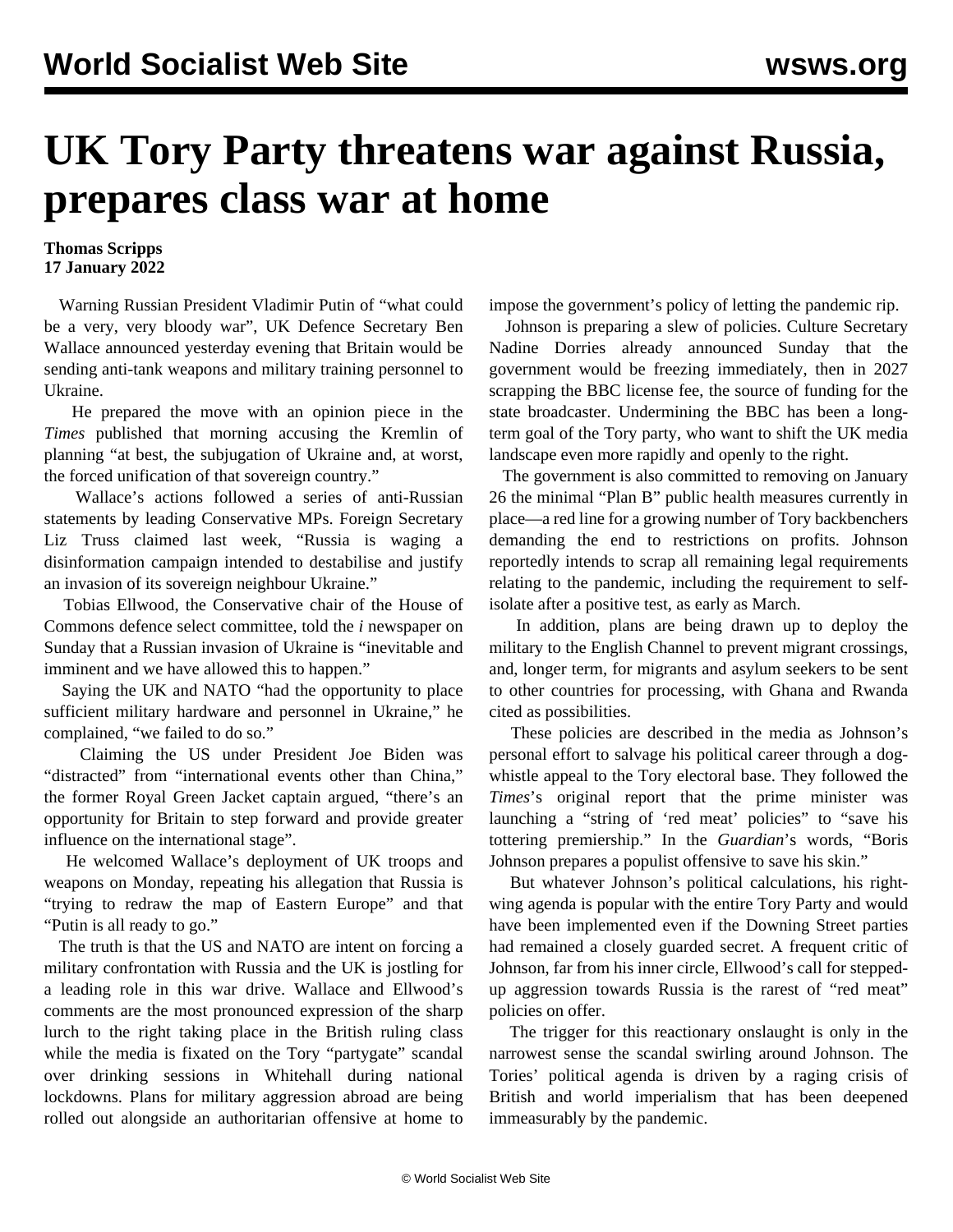# UK Tory Party threatens war against Russia, prepares class war at home

**Thomas Scripps**
**17 January 2022**

Warning Russian President Vladimir Putin of "what could be a very, very bloody war", UK Defence Secretary Ben Wallace announced yesterday evening that Britain would be sending anti-tank weapons and military training personnel to Ukraine.

He prepared the move with an opinion piece in the *Times* published that morning accusing the Kremlin of planning "at best, the subjugation of Ukraine and, at worst, the forced unification of that sovereign country."

Wallace's actions followed a series of anti-Russian statements by leading Conservative MPs. Foreign Secretary Liz Truss claimed last week, "Russia is waging a disinformation campaign intended to destabilise and justify an invasion of its sovereign neighbour Ukraine."

Tobias Ellwood, the Conservative chair of the House of Commons defence select committee, told the *i* newspaper on Sunday that a Russian invasion of Ukraine is "inevitable and imminent and we have allowed this to happen."

Saying the UK and NATO "had the opportunity to place sufficient military hardware and personnel in Ukraine," he complained, "we failed to do so."

Claiming the US under President Joe Biden was "distracted" from "international events other than China," the former Royal Green Jacket captain argued, "there's an opportunity for Britain to step forward and provide greater influence on the international stage".

He welcomed Wallace's deployment of UK troops and weapons on Monday, repeating his allegation that Russia is "trying to redraw the map of Eastern Europe" and that "Putin is all ready to go."

The truth is that the US and NATO are intent on forcing a military confrontation with Russia and the UK is jostling for a leading role in this war drive. Wallace and Ellwood's comments are the most pronounced expression of the sharp lurch to the right taking place in the British ruling class while the media is fixated on the Tory "partygate" scandal over drinking sessions in Whitehall during national lockdowns. Plans for military aggression abroad are being rolled out alongside an authoritarian offensive at home to impose the government's policy of letting the pandemic rip.

Johnson is preparing a slew of policies. Culture Secretary Nadine Dorries already announced Sunday that the government would be freezing immediately, then in 2027 scrapping the BBC license fee, the source of funding for the state broadcaster. Undermining the BBC has been a long-term goal of the Tory party, who want to shift the UK media landscape even more rapidly and openly to the right.

The government is also committed to removing on January 26 the minimal "Plan B" public health measures currently in place—a red line for a growing number of Tory backbenchers demanding the end to restrictions on profits. Johnson reportedly intends to scrap all remaining legal requirements relating to the pandemic, including the requirement to self-isolate after a positive test, as early as March.

In addition, plans are being drawn up to deploy the military to the English Channel to prevent migrant crossings, and, longer term, for migrants and asylum seekers to be sent to other countries for processing, with Ghana and Rwanda cited as possibilities.

These policies are described in the media as Johnson's personal effort to salvage his political career through a dog-whistle appeal to the Tory electoral base. They followed the *Times*'s original report that the prime minister was launching a "string of 'red meat' policies" to "save his tottering premiership." In the *Guardian*'s words, "Boris Johnson prepares a populist offensive to save his skin."

But whatever Johnson's political calculations, his right-wing agenda is popular with the entire Tory Party and would have been implemented even if the Downing Street parties had remained a closely guarded secret. A frequent critic of Johnson, far from his inner circle, Ellwood's call for stepped-up aggression towards Russia is the rarest of "red meat" policies on offer.

The trigger for this reactionary onslaught is only in the narrowest sense the scandal swirling around Johnson. The Tories' political agenda is driven by a raging crisis of British and world imperialism that has been deepened immeasurably by the pandemic.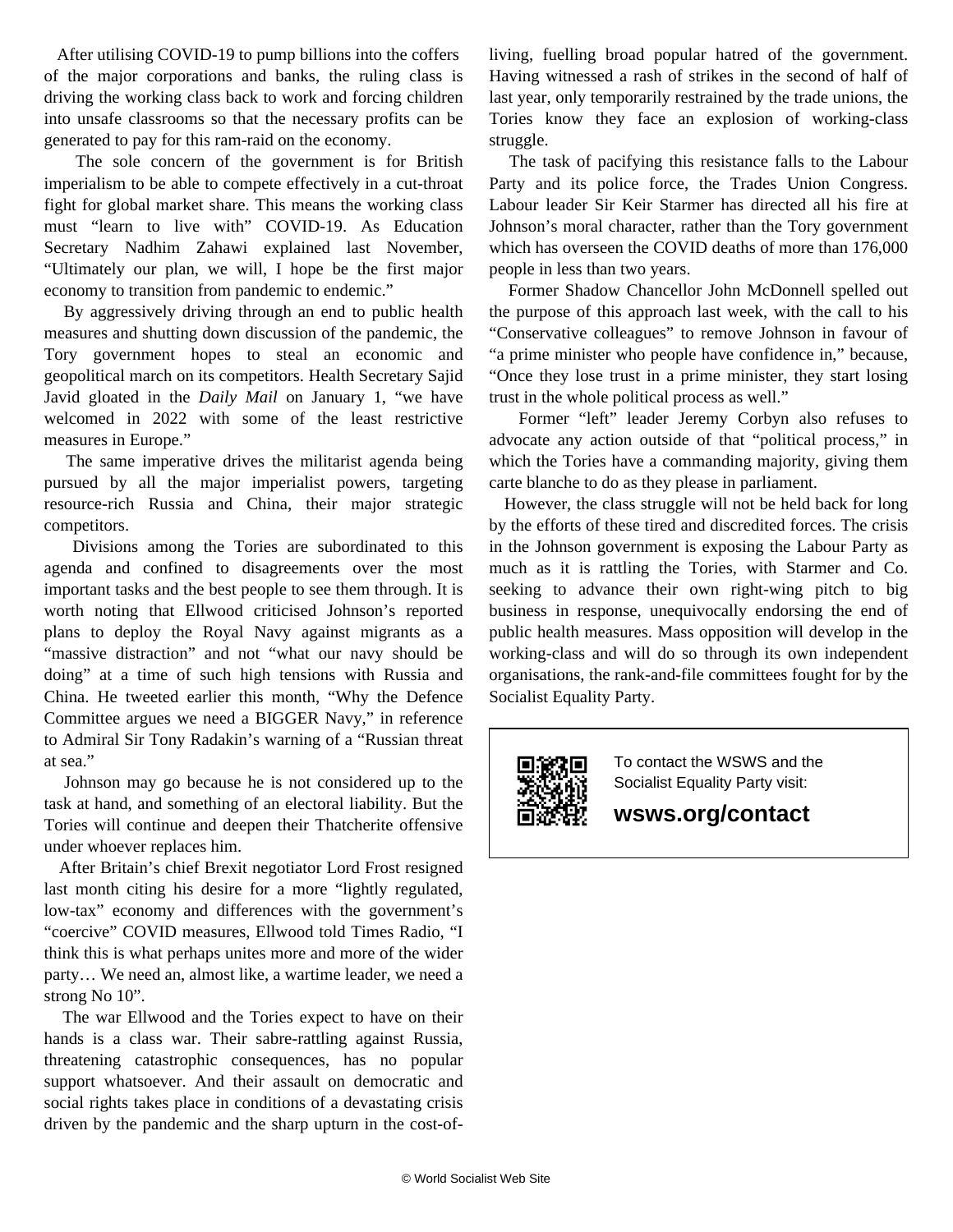After utilising COVID-19 to pump billions into the coffers of the major corporations and banks, the ruling class is driving the working class back to work and forcing children into unsafe classrooms so that the necessary profits can be generated to pay for this ram-raid on the economy.

The sole concern of the government is for British imperialism to be able to compete effectively in a cut-throat fight for global market share. This means the working class must "learn to live with" COVID-19. As Education Secretary Nadhim Zahawi explained last November, "Ultimately our plan, we will, I hope be the first major economy to transition from pandemic to endemic."

By aggressively driving through an end to public health measures and shutting down discussion of the pandemic, the Tory government hopes to steal an economic and geopolitical march on its competitors. Health Secretary Sajid Javid gloated in the *Daily Mail* on January 1, "we have welcomed in 2022 with some of the least restrictive measures in Europe."

The same imperative drives the militarist agenda being pursued by all the major imperialist powers, targeting resource-rich Russia and China, their major strategic competitors.

Divisions among the Tories are subordinated to this agenda and confined to disagreements over the most important tasks and the best people to see them through. It is worth noting that Ellwood criticised Johnson's reported plans to deploy the Royal Navy against migrants as a "massive distraction" and not "what our navy should be doing" at a time of such high tensions with Russia and China. He tweeted earlier this month, "Why the Defence Committee argues we need a BIGGER Navy," in reference to Admiral Sir Tony Radakin's warning of a "Russian threat at sea."

Johnson may go because he is not considered up to the task at hand, and something of an electoral liability. But the Tories will continue and deepen their Thatcherite offensive under whoever replaces him.

After Britain's chief Brexit negotiator Lord Frost resigned last month citing his desire for a more "lightly regulated, low-tax" economy and differences with the government's "coercive" COVID measures, Ellwood told Times Radio, "I think this is what perhaps unites more and more of the wider party… We need an, almost like, a wartime leader, we need a strong No 10".

The war Ellwood and the Tories expect to have on their hands is a class war. Their sabre-rattling against Russia, threatening catastrophic consequences, has no popular support whatsoever. And their assault on democratic and social rights takes place in conditions of a devastating crisis driven by the pandemic and the sharp upturn in the cost-of-living, fuelling broad popular hatred of the government. Having witnessed a rash of strikes in the second of half of last year, only temporarily restrained by the trade unions, the Tories know they face an explosion of working-class struggle.

The task of pacifying this resistance falls to the Labour Party and its police force, the Trades Union Congress. Labour leader Sir Keir Starmer has directed all his fire at Johnson's moral character, rather than the Tory government which has overseen the COVID deaths of more than 176,000 people in less than two years.

Former Shadow Chancellor John McDonnell spelled out the purpose of this approach last week, with the call to his "Conservative colleagues" to remove Johnson in favour of "a prime minister who people have confidence in," because, "Once they lose trust in a prime minister, they start losing trust in the whole political process as well."

Former "left" leader Jeremy Corbyn also refuses to advocate any action outside of that "political process," in which the Tories have a commanding majority, giving them carte blanche to do as they please in parliament.

However, the class struggle will not be held back for long by the efforts of these tired and discredited forces. The crisis in the Johnson government is exposing the Labour Party as much as it is rattling the Tories, with Starmer and Co. seeking to advance their own right-wing pitch to big business in response, unequivocally endorsing the end of public health measures. Mass opposition will develop in the working-class and will do so through its own independent organisations, the rank-and-file committees fought for by the Socialist Equality Party.

To contact the WSWS and the Socialist Equality Party visit:

**wsws.org/contact**